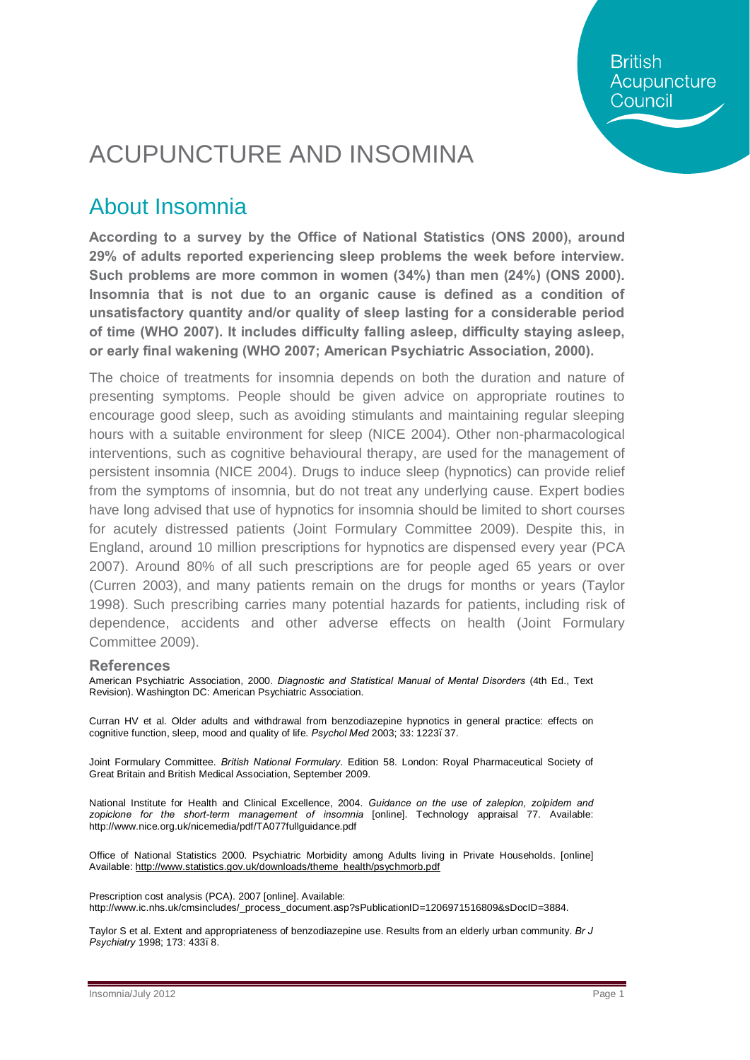British Acupuncture Council

# ACUPUNCTURE AND INSOMINA

## About Insomnia

**According to a survey by the Office of National Statistics (ONS 2000), around 29% of adults reported experiencing sleep problems the week before interview. Such problems are more common in women (34%) than men (24%) (ONS 2000). Insomnia that is not due to an organic cause is defined as a condition of unsatisfactory quantity and/or quality of sleep lasting for a considerable period of time (WHO 2007). It includes difficulty falling asleep, difficulty staying asleep, or early final wakening (WHO 2007; American Psychiatric Association, 2000).**

The choice of treatments for insomnia depends on both the duration and nature of presenting symptoms. People should be given advice on appropriate routines to encourage good sleep, such as avoiding stimulants and maintaining regular sleeping hours with a suitable environment for sleep (NICE 2004). Other non-pharmacological interventions, such as cognitive behavioural therapy, are used for the management of persistent insomnia (NICE 2004). Drugs to induce sleep (hypnotics) can provide relief from the symptoms of insomnia, but do not treat any underlying cause. Expert bodies have long advised that use of hypnotics for insomnia should be limited to short courses for acutely distressed patients (Joint Formulary Committee 2009). Despite this, in England, around 10 million prescriptions for hypnotics are dispensed every year (PCA 2007). Around 80% of all such prescriptions are for people aged 65 years or over (Curren 2003), and many patients remain on the drugs for months or years (Taylor 1998). Such prescribing carries many potential hazards for patients, including risk of dependence, accidents and other adverse effects on health (Joint Formulary Committee 2009).

### References

American Psychiatric Association, 2000. *Diagnostic and Statistical Manual of Mental Disorders* (4th Ed., Text Revision). Washington DC: American Psychiatric Association.

Curran HV et al. Older adults and withdrawal from benzodiazepine hypnotics in general practice: effects on cognitive function, sleep, mood and quality of life. *Psychol Med* 2003; 33: 1223ï 37.

Joint Formulary Committee. *British National Formulary*. Edition 58. London: Royal Pharmaceutical Society of Great Britain and British Medical Association, September 2009.

National Institute for Health and Clinical Excellence, 2004. *Guidance on the use of zaleplon, zolpidem and zopiclone for the short-term management of insomnia* [online]. Technology appraisal 77. Available: http://www.nice.org.uk/nicemedia/pdf/TA077fullguidance.pdf

Office of National Statistics 2000. Psychiatric Morbidity among Adults living in Private Households. [online] Available: http://www.statistics.gov.uk/downloads/theme_health/psychmorb.pdf

Prescription cost analysis (PCA). 2007 [online]. Available: http://www.ic.nhs.uk/cmsincludes/_process_document.asp?sPublicationID=1206971516809&sDocID=3884.

Taylor S et al. Extent and appropriateness of benzodiazepine use. Results from an elderly urban community. *Br J Psychiatry* 1998; 173: 433ï 8.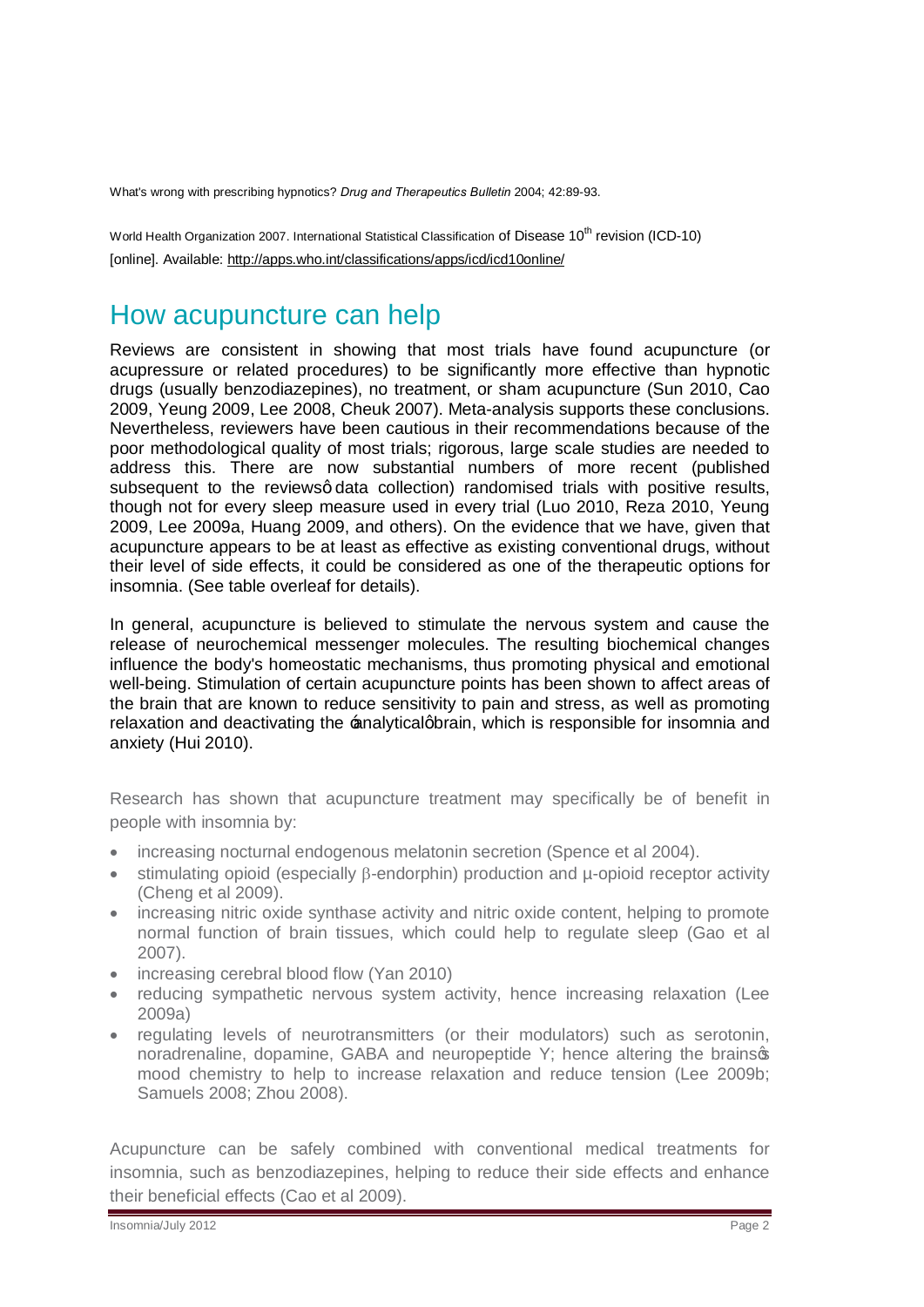What's wrong with prescribing hypnotics? *Drug and Therapeutics Bulletin* 2004; 42:89-93.

World Health Organization 2007. International Statistical Classification of Disease 10th revision (ICD-10) [online]. Available: http://apps.who.int/classifications/apps/icd/icd10online/

## How acupuncture can help

Reviews are consistent in showing that most trials have found acupuncture (or acupressure or related procedures) to be significantly more effective than hypnotic drugs (usually benzodiazepines), no treatment, or sham acupuncture (Sun 2010, Cao 2009, Yeung 2009, Lee 2008, Cheuk 2007). Meta-analysis supports these conclusions. Nevertheless, reviewers have been cautious in their recommendations because of the poor methodological quality of most trials; rigorous, large scale studies are needed to address this. There are now substantial numbers of more recent (published subsequent to the reviewsô data collection) randomised trials with positive results, though not for every sleep measure used in every trial (Luo 2010, Reza 2010, Yeung 2009, Lee 2009a, Huang 2009, and others). On the evidence that we have, given that acupuncture appears to be at least as effective as existing conventional drugs, without their level of side effects, it could be considered as one of the therapeutic options for insomnia. (See table overleaf for details).

In general, acupuncture is believed to stimulate the nervous system and cause the release of neurochemical messenger molecules. The resulting biochemical changes influence the body's homeostatic mechanisms, thus promoting physical and emotional well-being. Stimulation of certain acupuncture points has been shown to affect areas of the brain that are known to reduce sensitivity to pain and stress, as well as promoting relaxation and deactivating the ánalyticalô brain, which is responsible for insomnia and anxiety (Hui 2010).

Research has shown that acupuncture treatment may specifically be of benefit in people with insomnia by:

- increasing nocturnal endogenous melatonin secretion (Spence et al 2004).
- stimulating opioid (especially β-endorphin) production and μ-opioid receptor activity (Cheng et al 2009).
- increasing nitric oxide synthase activity and nitric oxide content, helping to promote normal function of brain tissues, which could help to regulate sleep (Gao et al 2007).
- increasing cerebral blood flow (Yan 2010)
- reducing sympathetic nervous system activity, hence increasing relaxation (Lee 2009a)
- regulating levels of neurotransmitters (or their modulators) such as serotonin, noradrenaline, dopamine, GABA and neuropeptide Y; hence altering the brainsø mood chemistry to help to increase relaxation and reduce tension (Lee 2009b; Samuels 2008; Zhou 2008).

Acupuncture can be safely combined with conventional medical treatments for insomnia, such as benzodiazepines, helping to reduce their side effects and enhance their beneficial effects (Cao et al 2009).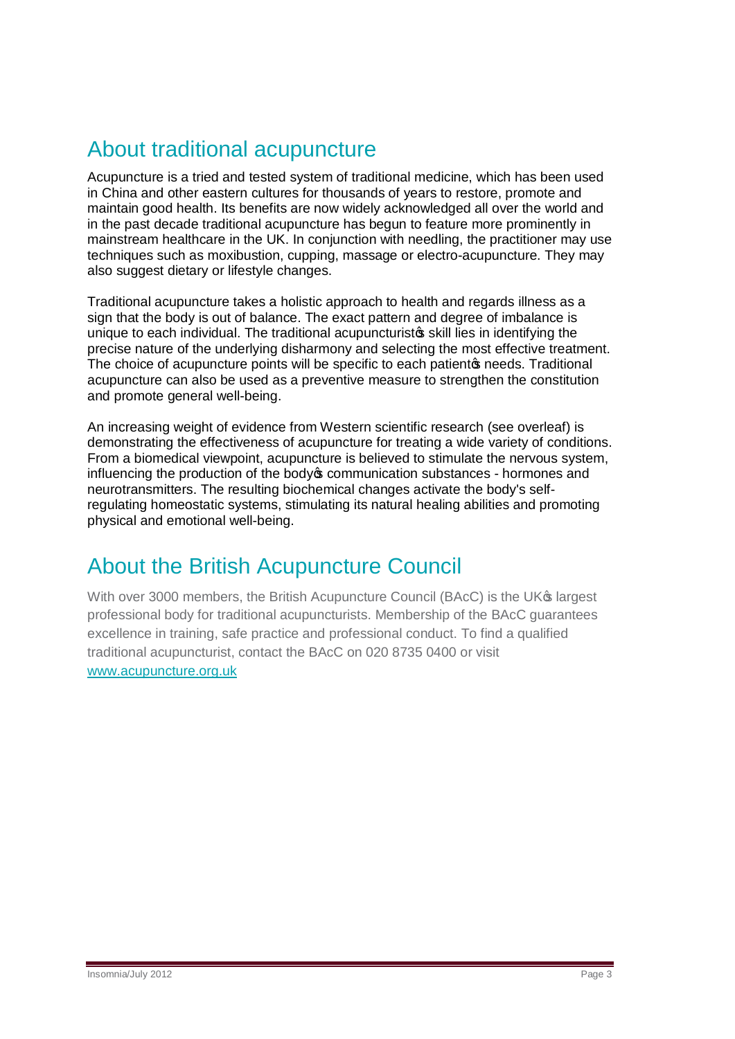## About traditional acupuncture

Acupuncture is a tried and tested system of traditional medicine, which has been used in China and other eastern cultures for thousands of years to restore, promote and maintain good health. Its benefits are now widely acknowledged all over the world and in the past decade traditional acupuncture has begun to feature more prominently in mainstream healthcare in the UK. In conjunction with needling, the practitioner may use techniques such as moxibustion, cupping, massage or electro-acupuncture. They may also suggest dietary or lifestyle changes.

Traditional acupuncture takes a holistic approach to health and regards illness as a sign that the body is out of balance. The exact pattern and degree of imbalance is unique to each individual. The traditional acupuncturist's skill lies in identifying the precise nature of the underlying disharmony and selecting the most effective treatment. The choice of acupuncture points will be specific to each patient's needs. Traditional acupuncture can also be used as a preventive measure to strengthen the constitution and promote general well-being.

An increasing weight of evidence from Western scientific research (see overleaf) is demonstrating the effectiveness of acupuncture for treating a wide variety of conditions. From a biomedical viewpoint, acupuncture is believed to stimulate the nervous system, influencing the production of the body's communication substances - hormones and neurotransmitters. The resulting biochemical changes activate the body's self-regulating homeostatic systems, stimulating its natural healing abilities and promoting physical and emotional well-being.

## About the British Acupuncture Council

With over 3000 members, the British Acupuncture Council (BAcC) is the UK's largest professional body for traditional acupuncturists. Membership of the BAcC guarantees excellence in training, safe practice and professional conduct. To find a qualified traditional acupuncturist, contact the BAcC on 020 8735 0400 or visit [www.acupuncture.org.uk](http://www.acupuncture.org.uk)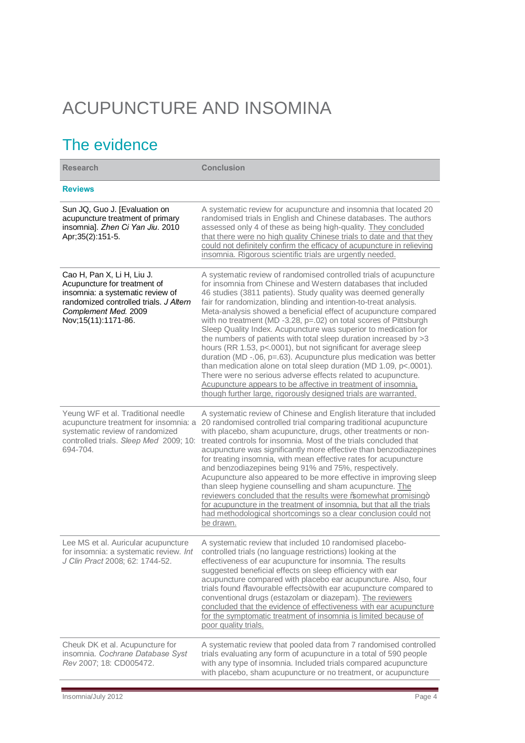# ACUPUNCTURE AND INSOMINA

## The evidence

| Research | Conclusion |
|---|---|
| **Reviews** | |
| Sun JQ, Guo J. [Evaluation on acupuncture treatment of primary insomnia]. *Zhen Ci Yan Jiu*. 2010 Apr;35(2):151-5. | A systematic review for acupuncture and insomnia that located 20 randomised trials in English and Chinese databases. The authors assessed only 4 of these as being high-quality. They concluded that there were no high quality Chinese trials to date and that they could not definitely confirm the efficacy of acupuncture in relieving insomnia. Rigorous scientific trials are urgently needed. |
| Cao H, Pan X, Li H, Liu J. Acupuncture for treatment of insomnia: a systematic review of randomized controlled trials. *J Altern Complement Med.* 2009 Nov;15(11):1171-86. | A systematic review of randomised controlled trials of acupuncture for insomnia from Chinese and Western databases that included 46 studies (3811 patients). Study quality was deemed generally fair for randomization, blinding and intention-to-treat analysis. Meta-analysis showed a beneficial effect of acupuncture compared with no treatment (MD -3.28, p=.02) on total scores of Pittsburgh Sleep Quality Index. Acupuncture was superior to medication for the numbers of patients with total sleep duration increased by >3 hours (RR 1.53, p<.0001), but not significant for average sleep duration (MD -.06, p=.63). Acupuncture plus medication was better than medication alone on total sleep duration (MD 1.09, p<.0001). There were no serious adverse effects related to acupuncture. Acupuncture appears to be affective in treatment of insomnia, though further large, rigorously designed trials are warranted. |
| Yeung WF et al. Traditional needle acupuncture treatment for insomnia: a systematic review of randomized controlled trials. *Sleep Med* 2009; 10: 694-704. | A systematic review of Chinese and English literature that included 20 randomised controlled trial comparing traditional acupuncture with placebo, sham acupuncture, drugs, other treatments or non-treated controls for insomnia. Most of the trials concluded that acupuncture was significantly more effective than benzodiazepines for treating insomnia, with mean effective rates for acupuncture and benzodiazepines being 91% and 75%, respectively. Acupuncture also appeared to be more effective in improving sleep than sleep hygiene counselling and sham acupuncture. The reviewers concluded that the results were "somewhat promising" for acupuncture in the treatment of insomnia, but that all the trials had methodological shortcomings so a clear conclusion could not be drawn. |
| Lee MS et al. Auricular acupuncture for insomnia: a systematic review. *Int J Clin Pract* 2008; 62: 1744-52. | A systematic review that included 10 randomised placebo-controlled trials (no language restrictions) looking at the effectiveness of ear acupuncture for insomnia. The results suggested beneficial effects on sleep efficiency with ear acupuncture compared with placebo ear acupuncture. Also, four trials found "favourable effects" with ear acupuncture compared to conventional drugs (estazolam or diazepam). The reviewers concluded that the evidence of effectiveness with ear acupuncture for the symptomatic treatment of insomnia is limited because of poor quality trials. |
| Cheuk DK et al. Acupuncture for insomnia. *Cochrane Database Syst Rev* 2007; 18: CD005472. | A systematic review that pooled data from 7 randomised controlled trials evaluating any form of acupuncture in a total of 590 people with any type of insomnia. Included trials compared acupuncture with placebo, sham acupuncture or no treatment, or acupuncture |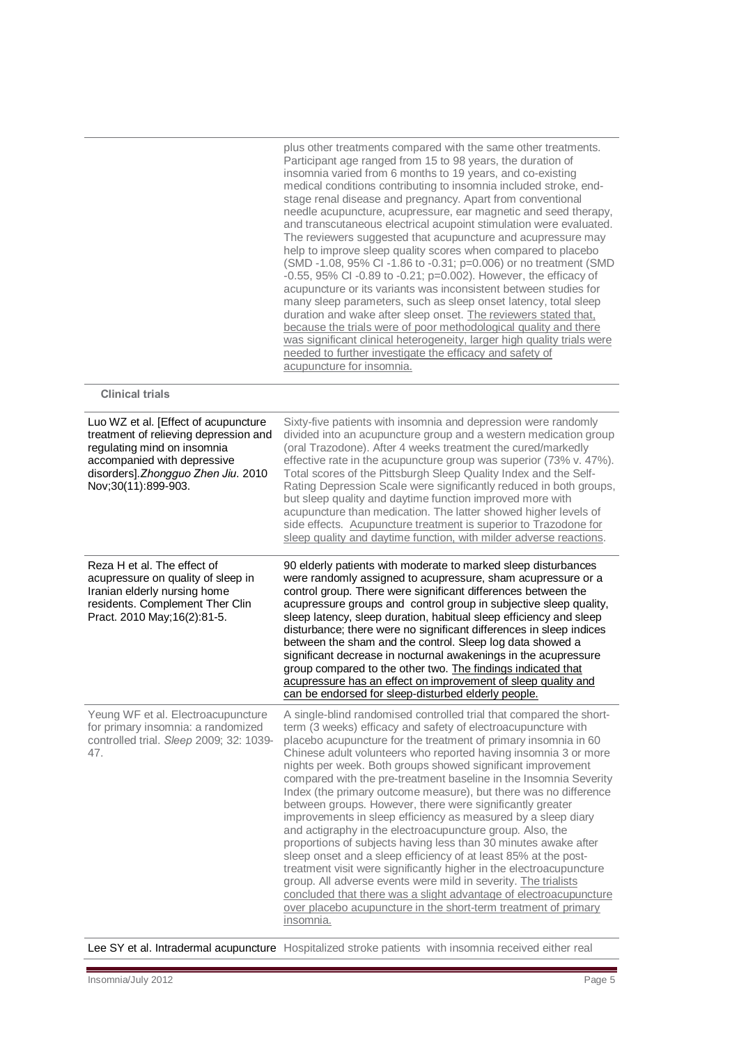| | |
|---|---|
| | plus other treatments compared with the same other treatments. Participant age ranged from 15 to 98 years, the duration of insomnia varied from 6 months to 19 years, and co-existing medical conditions contributing to insomnia included stroke, end-stage renal disease and pregnancy. Apart from conventional needle acupuncture, acupressure, ear magnetic and seed therapy, and transcutaneous electrical acupoint stimulation were evaluated. The reviewers suggested that acupuncture and acupressure may help to improve sleep quality scores when compared to placebo (SMD -1.08, 95% CI -1.86 to -0.31; p=0.006) or no treatment (SMD -0.55, 95% CI -0.89 to -0.21; p=0.002). However, the efficacy of acupuncture or its variants was inconsistent between studies for many sleep parameters, such as sleep onset latency, total sleep duration and wake after sleep onset. The reviewers stated that, because the trials were of poor methodological quality and there was significant clinical heterogeneity, larger high quality trials were needed to further investigate the efficacy and safety of acupuncture for insomnia. |
| **Clinical trials** | |
| Luo WZ et al. [Effect of acupuncture treatment of relieving depression and regulating mind on insomnia accompanied with depressive disorders]. *Zhongguo Zhen Jiu.* 2010 Nov;30(11):899-903. | Sixty-five patients with insomnia and depression were randomly divided into an acupuncture group and a western medication group (oral Trazodone). After 4 weeks treatment the cured/markedly effective rate in the acupuncture group was superior (73% v. 47%). Total scores of the Pittsburgh Sleep Quality Index and the Self-Rating Depression Scale were significantly reduced in both groups, but sleep quality and daytime function improved more with acupuncture than medication. The latter showed higher levels of side effects. Acupuncture treatment is superior to Trazodone for sleep quality and daytime function, with milder adverse reactions. |
| Reza H et al. The effect of acupressure on quality of sleep in Iranian elderly nursing home residents. Complement Ther Clin Pract. 2010 May;16(2):81-5. | 90 elderly patients with moderate to marked sleep disturbances were randomly assigned to acupressure, sham acupressure or a control group. There were significant differences between the acupressure groups and control group in subjective sleep quality, sleep latency, sleep duration, habitual sleep efficiency and sleep disturbance; there were no significant differences in sleep indices between the sham and the control. Sleep log data showed a significant decrease in nocturnal awakenings in the acupressure group compared to the other two. The findings indicated that acupressure has an effect on improvement of sleep quality and can be endorsed for sleep-disturbed elderly people. |
| Yeung WF et al. Electroacupuncture for primary insomnia: a randomized controlled trial. *Sleep* 2009; 32: 1039-47. | A single-blind randomised controlled trial that compared the short-term (3 weeks) efficacy and safety of electroacupuncture with placebo acupuncture for the treatment of primary insomnia in 60 Chinese adult volunteers who reported having insomnia 3 or more nights per week. Both groups showed significant improvement compared with the pre-treatment baseline in the Insomnia Severity Index (the primary outcome measure), but there was no difference between groups. However, there were significantly greater improvements in sleep efficiency as measured by a sleep diary and actigraphy in the electroacupuncture group. Also, the proportions of subjects having less than 30 minutes awake after sleep onset and a sleep efficiency of at least 85% at the post-treatment visit were significantly higher in the electroacupuncture group. All adverse events were mild in severity. The trialists concluded that there was a slight advantage of electroacupuncture over placebo acupuncture in the short-term treatment of primary insomnia. |
| Lee SY et al. Intradermal acupuncture | Hospitalized stroke patients with insomnia received either real |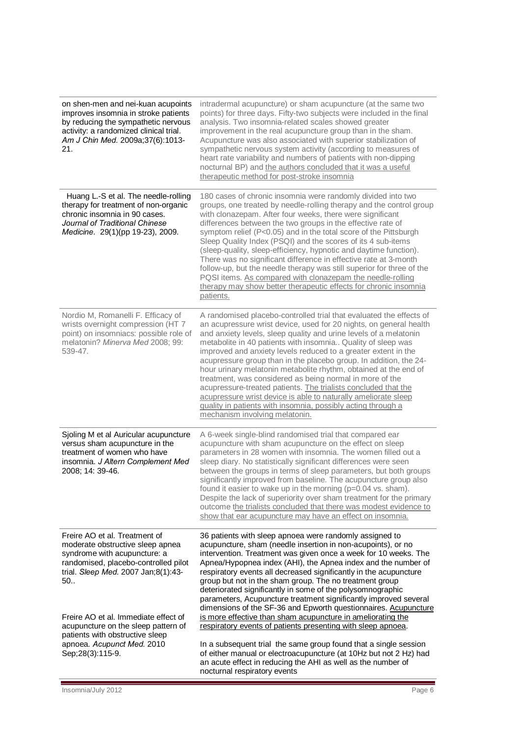| | |
|---|---|
| on shen-men and nei-kuan acupoints improves insomnia in stroke patients by reducing the sympathetic nervous activity: a randomized clinical trial. *Am J Chin Med.* 2009a;37(6):1013-21. | intradermal acupuncture) or sham acupuncture (at the same two points) for three days. Fifty-two subjects were included in the final analysis. Two insomnia-related scales showed greater improvement in the real acupuncture group than in the sham. Acupuncture was also associated with superior stabilization of sympathetic nervous system activity (according to measures of heart rate variability and numbers of patients with non-dipping nocturnal BP) and <u>the authors concluded that it was a useful therapeutic method for post-stroke insomnia</u> |
| Huang L.-S et al. The needle-rolling therapy for treatment of non-organic chronic insomnia in 90 cases. *Journal of Traditional Chinese Medicine.* 29(1)(pp 19-23), 2009. | 180 cases of chronic insomnia were randomly divided into two groups, one treated by needle-rolling therapy and the control group with clonazepam. After four weeks, there were significant differences between the two groups in the effective rate of symptom relief ($P<0.05$) and in the total score of the Pittsburgh Sleep Quality Index (PSQI) and the scores of its 4 sub-items (sleep-quality, sleep-efficiency, hypnotic and daytime function). There was no significant difference in effective rate at 3-month follow-up, but the needle therapy was still superior for three of the PQSI items. <u>As compared with clonazepam the needle-rolling therapy may show better therapeutic effects for chronic insomnia patients.</u> |
| Nordio M, Romanelli F. Efficacy of wrists overnight compression (HT 7 point) on insomniacs: possible role of melatonin? *Minerva Med* 2008; 99: 539-47. | A randomised placebo-controlled trial that evaluated the effects of an acupressure wrist device, used for 20 nights, on general health and anxiety levels, sleep quality and urine levels of a melatonin metabolite in 40 patients with insomnia.. Quality of sleep was improved and anxiety levels reduced to a greater extent in the acupressure group than in the placebo group. In addition, the 24-hour urinary melatonin metabolite rhythm, obtained at the end of treatment, was considered as being normal in more of the acupressure-treated patients. <u>The trialists concluded that the acupressure wrist device is able to naturally ameliorate sleep quality in patients with insomnia, possibly acting through a mechanism involving melatonin.</u> |
| Sjoling M et al Auricular acupuncture versus sham acupuncture in the treatment of women who have insomnia. *J Altern Complement Med* 2008; 14: 39-46. | A 6-week single-blind randomised trial that compared ear acupuncture with sham acupuncture on the effect on sleep parameters in 28 women with insomnia. The women filled out a sleep diary. No statistically significant differences were seen between the groups in terms of sleep parameters, but both groups significantly improved from baseline. The acupuncture group also found it easier to wake up in the morning ($p=0.04$ vs. sham). Despite the lack of superiority over sham treatment for the primary outcome <u>the trialists concluded that there was modest evidence to show that ear acupuncture may have an effect on insomnia.</u> |
| Freire AO et al. Treatment of moderate obstructive sleep apnea syndrome with acupuncture: a randomised, placebo-controlled pilot trial. *Sleep Med.* 2007 Jan;8(1):43-50..<br><br>Freire AO et al. Immediate effect of acupuncture on the sleep pattern of patients with obstructive sleep apnoea. *Acupunct Med.* 2010 Sep;28(3):115-9. | 36 patients with sleep apnoea were randomly assigned to acupuncture, sham (needle insertion in non-acupoints), or no intervention. Treatment was given once a week for 10 weeks. The Apnea/Hypopnea index (AHI), the Apnea index and the number of respiratory events all decreased significantly in the acupuncture group but not in the sham group. The no treatment group deteriorated significantly in some of the polysomnographic parameters, Acupuncture treatment significantly improved several dimensions of the SF-36 and Epworth questionnaires. <u>Acupuncture is more effective than sham acupuncture in ameliorating the respiratory events of patients presenting with sleep apnoea</u>.<br><br>In a subsequent trial the same group found that a single session of either manual or electroacupuncture (at 10Hz but not 2 Hz) had an acute effect in reducing the AHI as well as the number of nocturnal respiratory events |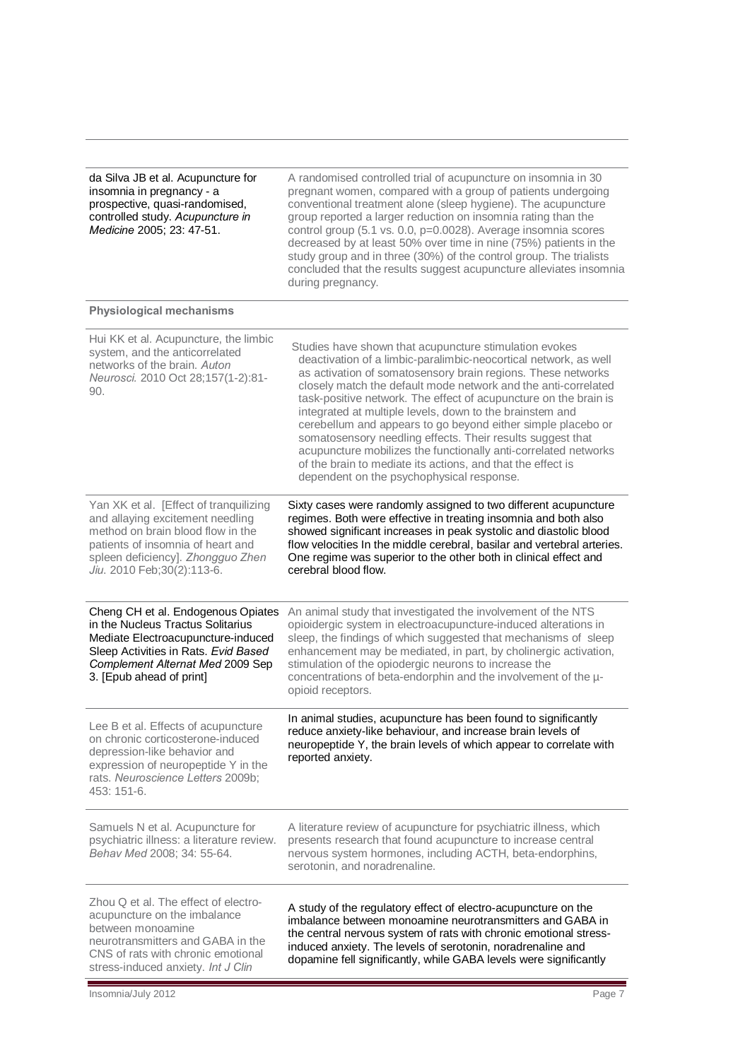| | |
|---|---|
| da Silva JB et al. Acupuncture for insomnia in pregnancy - a prospective, quasi-randomised, controlled study. *Acupuncture in Medicine* 2005; 23: 47-51. | A randomised controlled trial of acupuncture on insomnia in 30 pregnant women, compared with a group of patients undergoing conventional treatment alone (sleep hygiene). The acupuncture group reported a larger reduction on insomnia rating than the control group (5.1 vs. 0.0, p=0.0028). Average insomnia scores decreased by at least 50% over time in nine (75%) patients in the study group and in three (30%) of the control group. The trialists concluded that the results suggest acupuncture alleviates insomnia during pregnancy. |
| **Physiological mechanisms** | |
| Hui KK et al. Acupuncture, the limbic system, and the anticorrelated networks of the brain. *Auton Neurosci.* 2010 Oct 28;157(1-2):81-90. | Studies have shown that acupuncture stimulation evokes deactivation of a limbic-paralimbic-neocortical network, as well as activation of somatosensory brain regions. These networks closely match the default mode network and the anti-correlated task-positive network. The effect of acupuncture on the brain is integrated at multiple levels, down to the brainstem and cerebellum and appears to go beyond either simple placebo or somatosensory needling effects. Their results suggest that acupuncture mobilizes the functionally anti-correlated networks of the brain to mediate its actions, and that the effect is dependent on the psychophysical response. |
| Yan XK et al. [Effect of tranquilizing and allaying excitement needling method on brain blood flow in the patients of insomnia of heart and spleen deficiency]. *Zhongguo Zhen Jiu.* 2010 Feb;30(2):113-6. | Sixty cases were randomly assigned to two different acupuncture regimes. Both were effective in treating insomnia and both also showed significant increases in peak systolic and diastolic blood flow velocities In the middle cerebral, basilar and vertebral arteries. One regime was superior to the other both in clinical effect and cerebral blood flow. |
| Cheng CH et al. Endogenous Opiates in the Nucleus Tractus Solitarius Mediate Electroacupuncture-induced Sleep Activities in Rats. *Evid Based Complement Alternat Med* 2009 Sep 3. [Epub ahead of print] | An animal study that investigated the involvement of the NTS opioidergic system in electroacupuncture-induced alterations in sleep, the findings of which suggested that mechanisms of sleep enhancement may be mediated, in part, by cholinergic activation, stimulation of the opiodergic neurons to increase the concentrations of beta-endorphin and the involvement of the µ-opioid receptors. |
| Lee B et al. Effects of acupuncture on chronic corticosterone-induced depression-like behavior and expression of neuropeptide Y in the rats. *Neuroscience Letters* 2009b; 453: 151-6. | In animal studies, acupuncture has been found to significantly reduce anxiety-like behaviour, and increase brain levels of neuropeptide Y, the brain levels of which appear to correlate with reported anxiety. |
| Samuels N et al. Acupuncture for psychiatric illness: a literature review. *Behav Med* 2008; 34: 55-64. | A literature review of acupuncture for psychiatric illness, which presents research that found acupuncture to increase central nervous system hormones, including ACTH, beta-endorphins, serotonin, and noradrenaline. |
| Zhou Q et al. The effect of electro-acupuncture on the imbalance between monoamine neurotransmitters and GABA in the CNS of rats with chronic emotional stress-induced anxiety. *Int J Clin* | A study of the regulatory effect of electro-acupuncture on the imbalance between monoamine neurotransmitters and GABA in the central nervous system of rats with chronic emotional stress-induced anxiety. The levels of serotonin, noradrenaline and dopamine fell significantly, while GABA levels were significantly |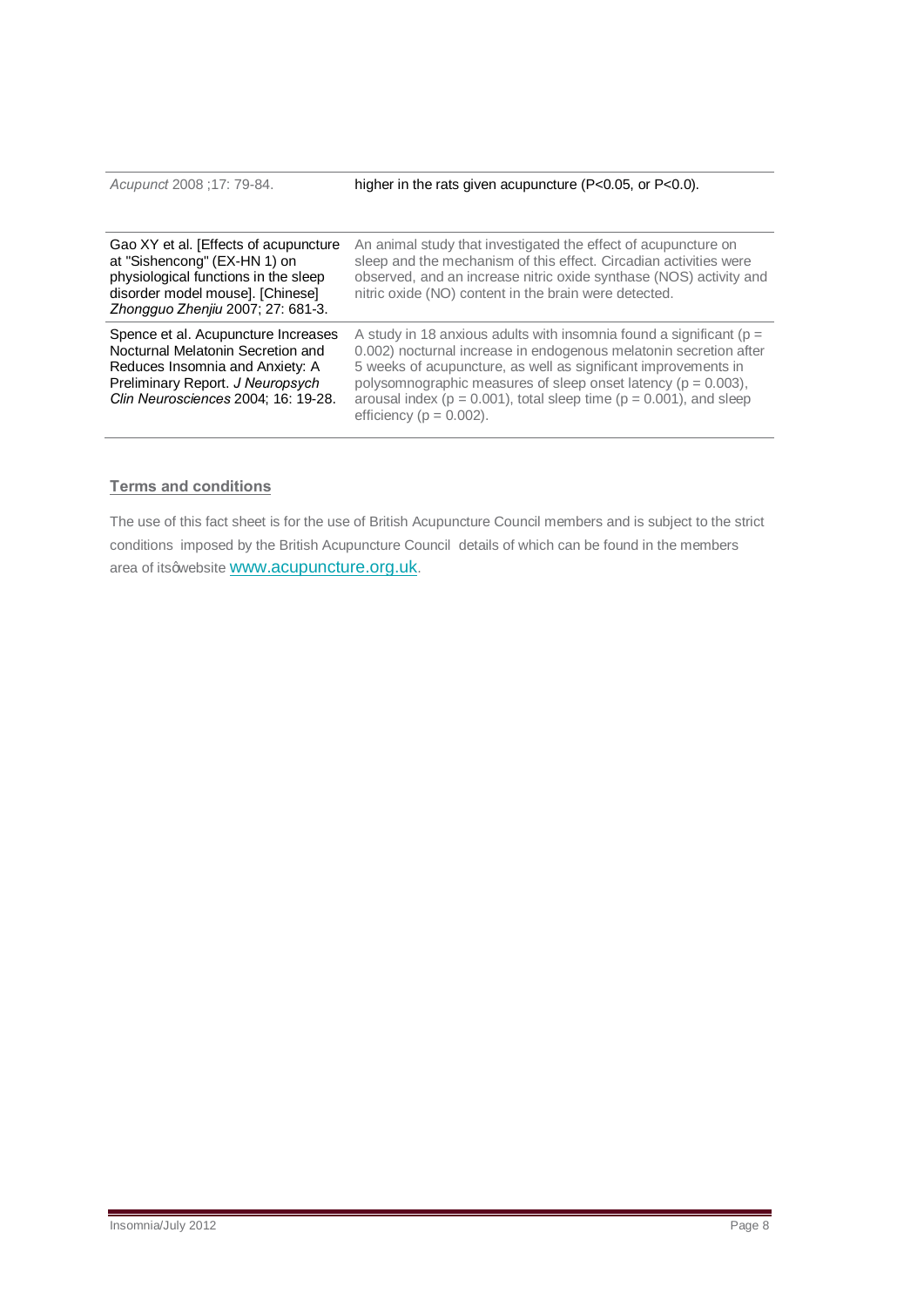| | |
|---|---|
| *Acupunct* 2008 ;17: 79-84. | higher in the rats given acupuncture ($P<0.05$, or $P<0.0$). |
| Gao XY et al. [Effects of acupuncture at "Sishencong" (EX-HN 1) on physiological functions in the sleep disorder model mouse]. [Chinese] *Zhongguo Zhenjiu* 2007; 27: 681-3. | An animal study that investigated the effect of acupuncture on sleep and the mechanism of this effect. Circadian activities were observed, and an increase nitric oxide synthase (NOS) activity and nitric oxide (NO) content in the brain were detected. |
| Spence et al. Acupuncture Increases Nocturnal Melatonin Secretion and Reduces Insomnia and Anxiety: A Preliminary Report. *J Neuropsych Clin Neurosciences* 2004; 16: 19-28. | A study in 18 anxious adults with insomnia found a significant ($p = 0.002$) nocturnal increase in endogenous melatonin secretion after 5 weeks of acupuncture, as well as significant improvements in polysomnographic measures of sleep onset latency ($p = 0.003$), arousal index ($p = 0.001$), total sleep time ($p = 0.001$), and sleep efficiency ($p = 0.002$). |

## Terms and conditions

The use of this fact sheet is for the use of British Acupuncture Council members and is subject to the strict conditions imposed by the British Acupuncture Council details of which can be found in the members area of itsq website www.acupuncture.org.uk.